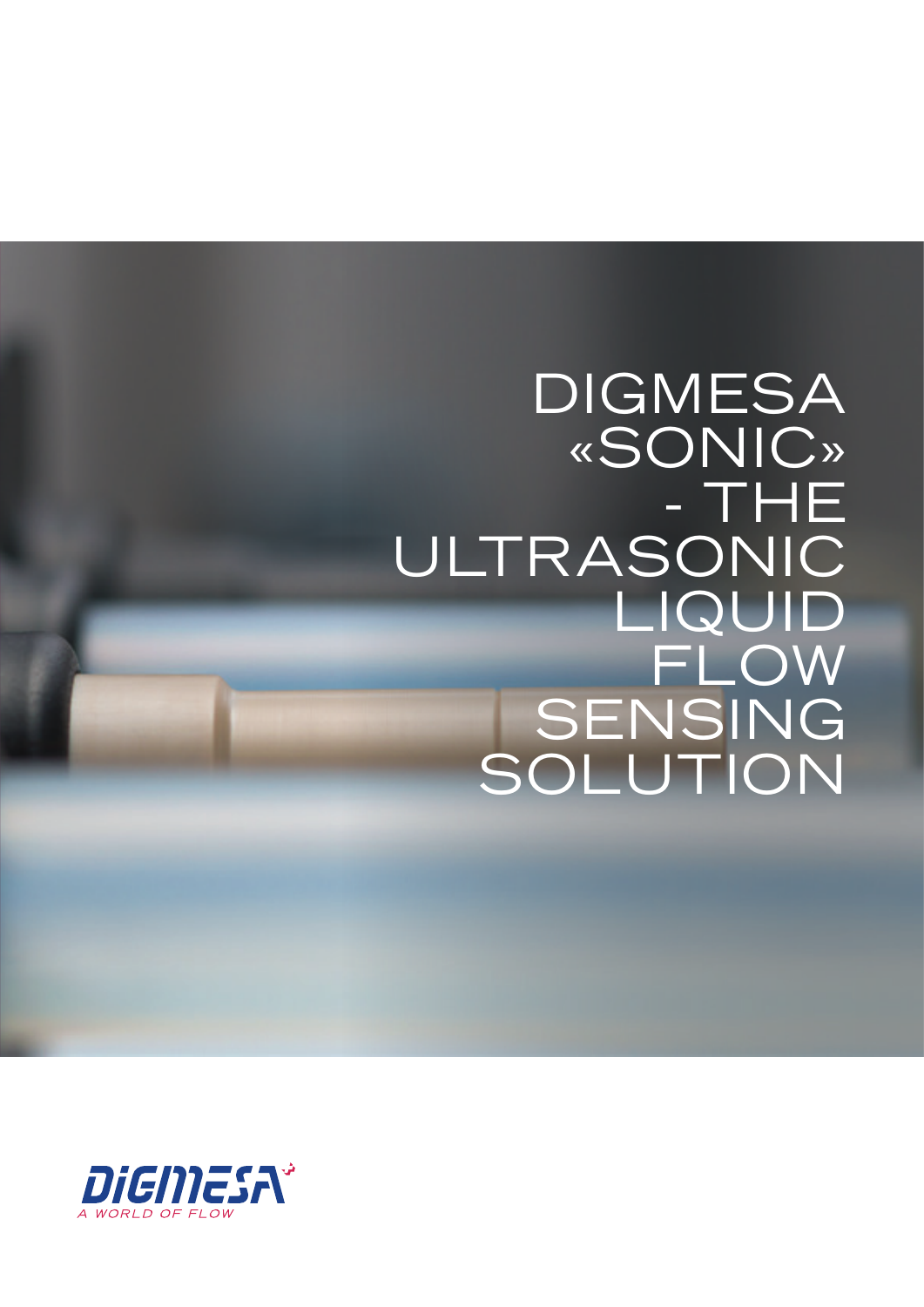# DIGMESA «SONIC» - THE ULTRASONIC LIQUID FLOW SENSING SOLUTION

DIGMESA

A WORLD OF FLOW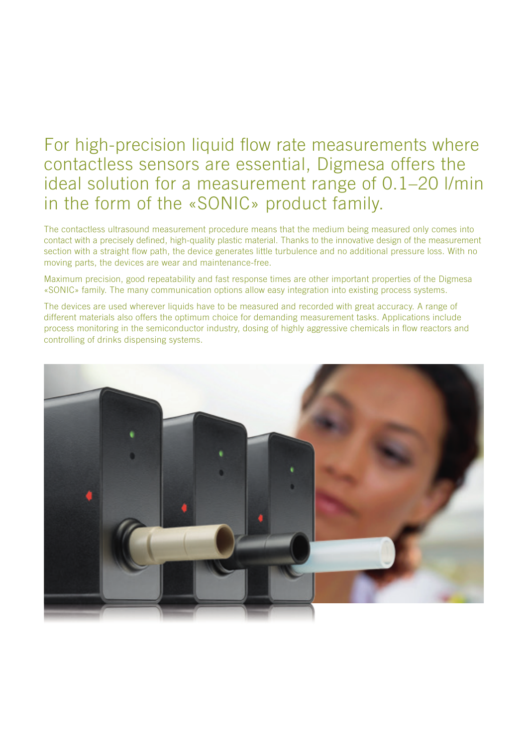# For high-precision liquid flow rate measurements where contactless sensors are essential, Digmesa offers the ideal solution for a measurement range of 0.1–20 l/min in the form of the «SONIC» product family.

The contactless ultrasound measurement procedure means that the medium being measured only comes into contact with a precisely defined, high-quality plastic material. Thanks to the innovative design of the measurement section with a straight flow path, the device generates little turbulence and no additional pressure loss. With no moving parts, the devices are wear and maintenance-free.

Maximum precision, good repeatability and fast response times are other important properties of the Digmesa «SONIC» family. The many communication options allow easy integration into existing process systems.

The devices are used wherever liquids have to be measured and recorded with great accuracy. A range of different materials also offers the optimum choice for demanding measurement tasks. Applications include process monitoring in the semiconductor industry, dosing of highly aggressive chemicals in flow reactors and controlling of drinks dispensing systems.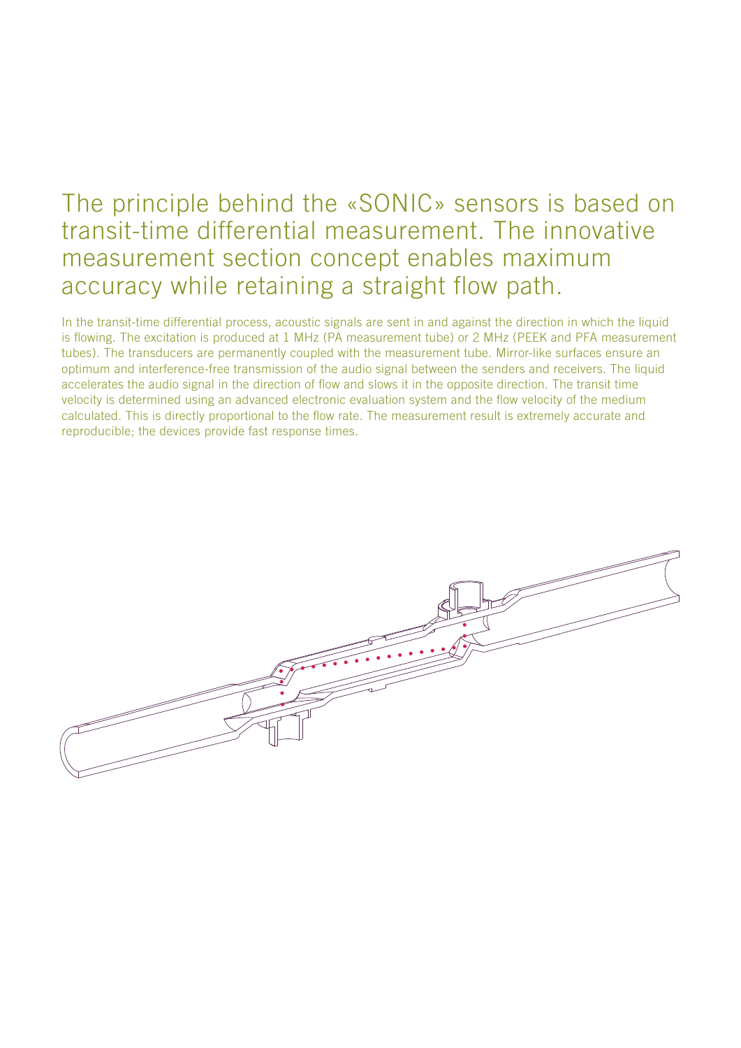# The principle behind the «SONIC» sensors is based on transit-time differential measurement. The innovative measurement section concept enables maximum accuracy while retaining a straight flow path.

In the transit-time differential process, acoustic signals are sent in and against the direction in which the liquid is flowing. The excitation is produced at 1 MHz (PA measurement tube) or 2 MHz (PEEK and PFA measurement tubes). The transducers are permanently coupled with the measurement tube. Mirror-like surfaces ensure an optimum and interference-free transmission of the audio signal between the senders and receivers. The liquid accelerates the audio signal in the direction of flow and slows it in the opposite direction. The transit time velocity is determined using an advanced electronic evaluation system and the flow velocity of the medium calculated. This is directly proportional to the flow rate. The measurement result is extremely accurate and reproducible; the devices provide fast response times.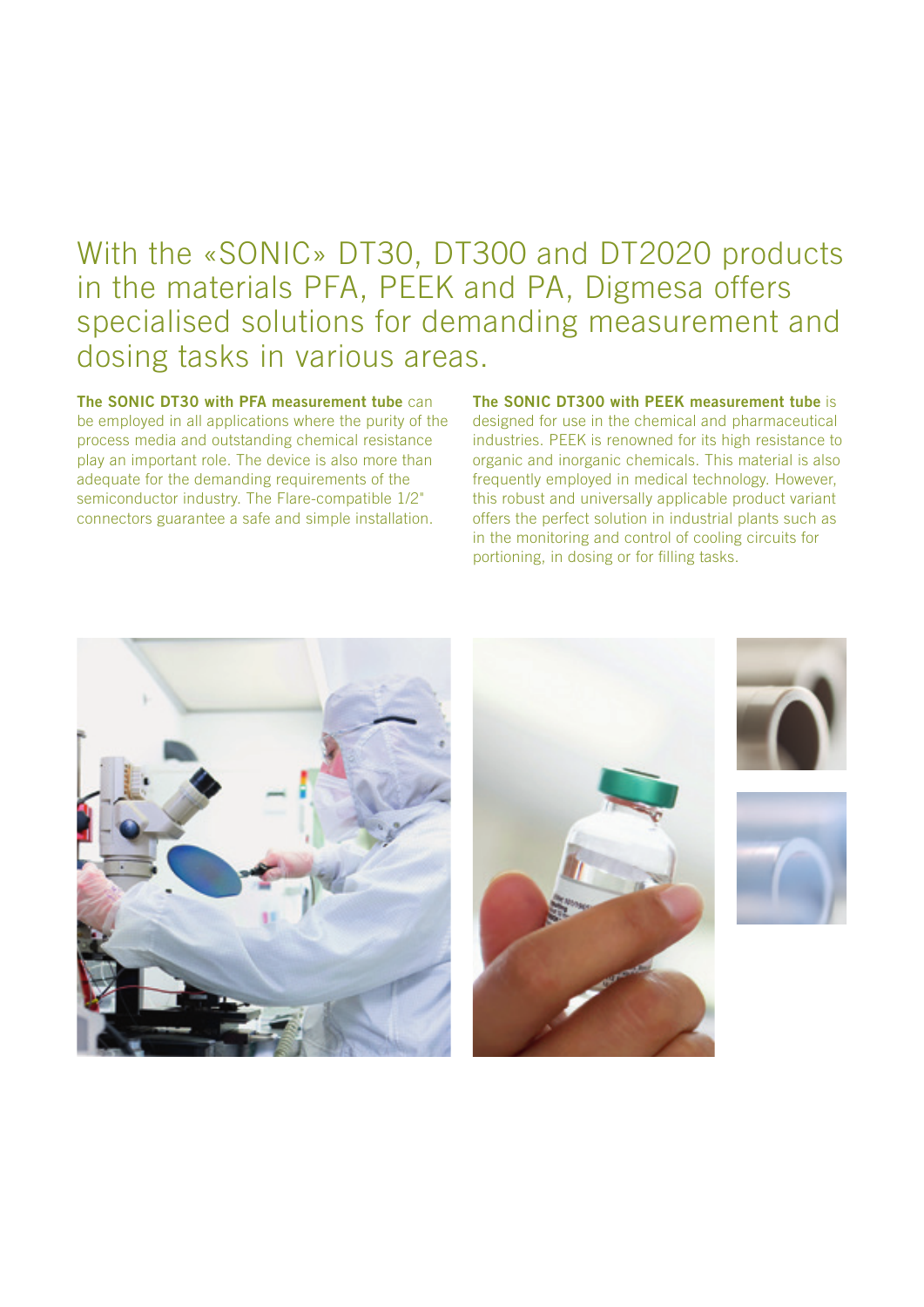# With the «SONIC» DT30, DT300 and DT2020 products in the materials PFA, PEEK and PA, Digmesa offers specialised solutions for demanding measurement and dosing tasks in various areas.

**The SONIC DT30 with PFA measurement tube** can be employed in all applications where the purity of the process media and outstanding chemical resistance play an important role. The device is also more than adequate for the demanding requirements of the semiconductor industry. The Flare-compatible 1/2" connectors guarantee a safe and simple installation.

**The SONIC DT300 with PEEK measurement tube** is designed for use in the chemical and pharmaceutical industries. PEEK is renowned for its high resistance to organic and inorganic chemicals. This material is also frequently employed in medical technology. However, this robust and universally applicable product variant offers the perfect solution in industrial plants such as in the monitoring and control of cooling circuits for portioning, in dosing or for filling tasks.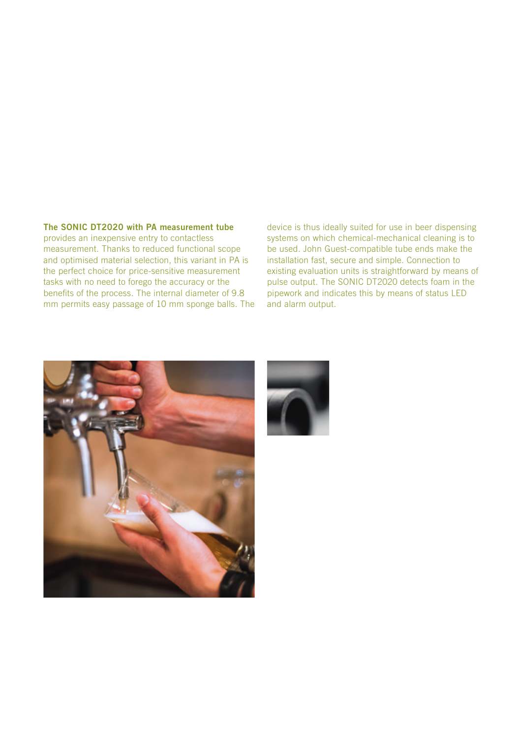**The SONIC DT2020 with PA measurement tube** provides an inexpensive entry to contactless measurement. Thanks to reduced functional scope and optimised material selection, this variant in PA is the perfect choice for price-sensitive measurement tasks with no need to forego the accuracy or the benefits of the process. The internal diameter of 9.8 mm permits easy passage of 10 mm sponge balls. The device is thus ideally suited for use in beer dispensing systems on which chemical-mechanical cleaning is to be used. John Guest-compatible tube ends make the installation fast, secure and simple. Connection to existing evaluation units is straightforward by means of pulse output. The SONIC DT2020 detects foam in the pipework and indicates this by means of status LED and alarm output.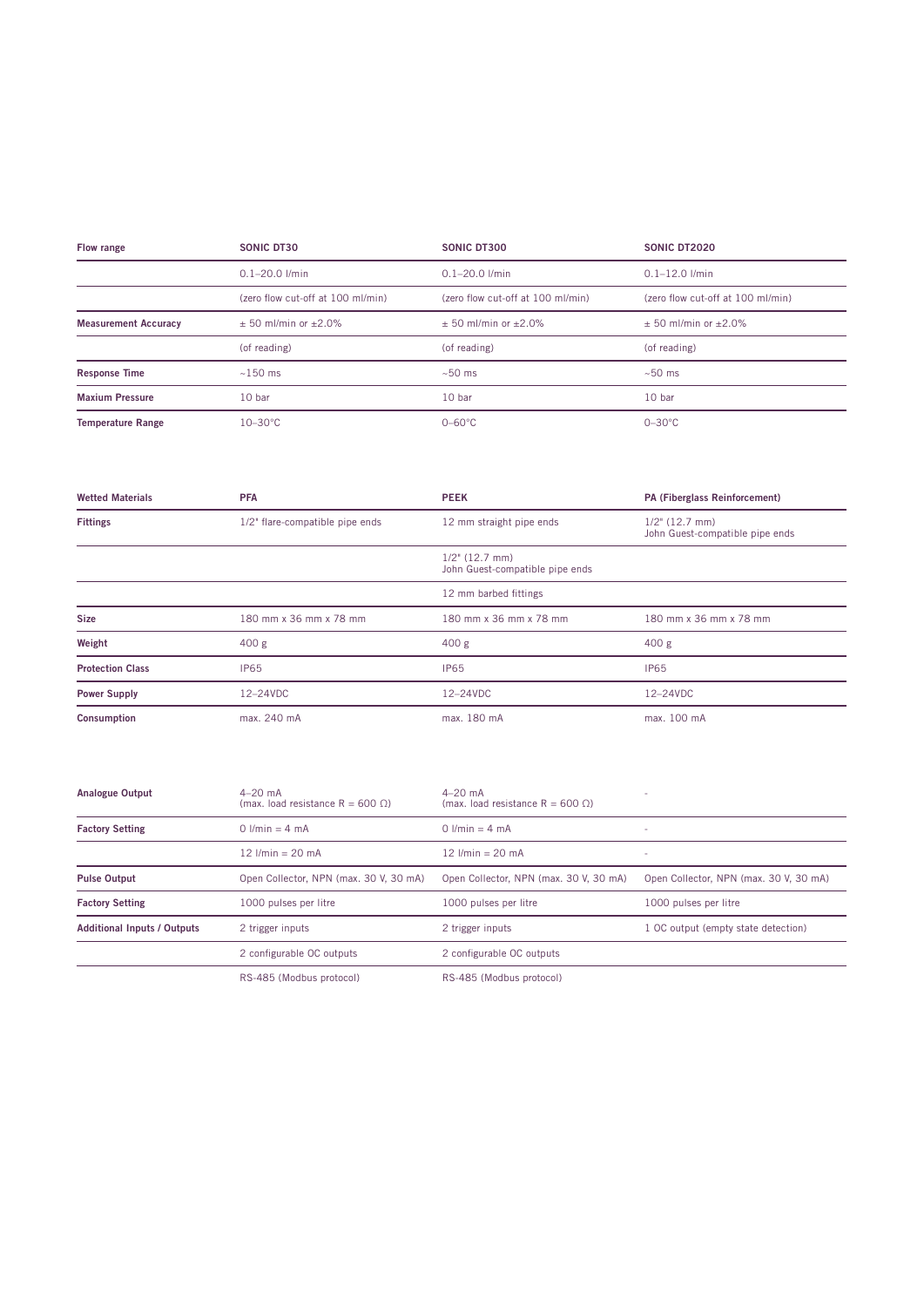| Flow range | SONIC DT30 | SONIC DT300 | SONIC DT2020 |
|---|---|---|---|
| | 0.1–20.0 l/min | 0.1–20.0 l/min | 0.1–12.0 l/min |
| | (zero flow cut-off at 100 ml/min) | (zero flow cut-off at 100 ml/min) | (zero flow cut-off at 100 ml/min) |
| **Measurement Accuracy** | ± 50 ml/min or ±2.0% | ± 50 ml/min or ±2.0% | ± 50 ml/min or ±2.0% |
| | (of reading) | (of reading) | (of reading) |
| **Response Time** | ~150 ms | ~50 ms | ~50 ms |
| **Maxium Pressure** | 10 bar | 10 bar | 10 bar |
| **Temperature Range** | 10–30°C | 0–60°C | 0–30°C |

| Wetted Materials | PFA | PEEK | PA (Fiberglass Reinforcement) |
|---|---|---|---|
| **Fittings** | 1/2" flare-compatible pipe ends | 12 mm straight pipe ends | 1/2" (12.7 mm) John Guest-compatible pipe ends |
| | | 1/2" (12.7 mm) John Guest-compatible pipe ends | |
| | | 12 mm barbed fittings | |
| **Size** | 180 mm x 36 mm x 78 mm | 180 mm x 36 mm x 78 mm | 180 mm x 36 mm x 78 mm |
| **Weight** | 400 g | 400 g | 400 g |
| **Protection Class** | IP65 | IP65 | IP65 |
| **Power Supply** | 12–24VDC | 12–24VDC | 12–24VDC |
| **Consumption** | max. 240 mA | max. 180 mA | max. 100 mA |

| Analogue Output | 4–20 mA (max. load resistance R = 600 Ω) | 4–20 mA (max. load resistance R = 600 Ω) | - |
|---|---|---|---|
| **Factory Setting** | 0 l/min = 4 mA | 0 l/min = 4 mA | - |
| | 12 l/min = 20 mA | 12 l/min = 20 mA | - |
| **Pulse Output** | Open Collector, NPN (max. 30 V, 30 mA) | Open Collector, NPN (max. 30 V, 30 mA) | Open Collector, NPN (max. 30 V, 30 mA) |
| **Factory Setting** | 1000 pulses per litre | 1000 pulses per litre | 1000 pulses per litre |
| **Additional Inputs / Outputs** | 2 trigger inputs | 2 trigger inputs | 1 OC output (empty state detection) |
| | 2 configurable OC outputs | 2 configurable OC outputs | |
| | RS-485 (Modbus protocol) | RS-485 (Modbus protocol) | |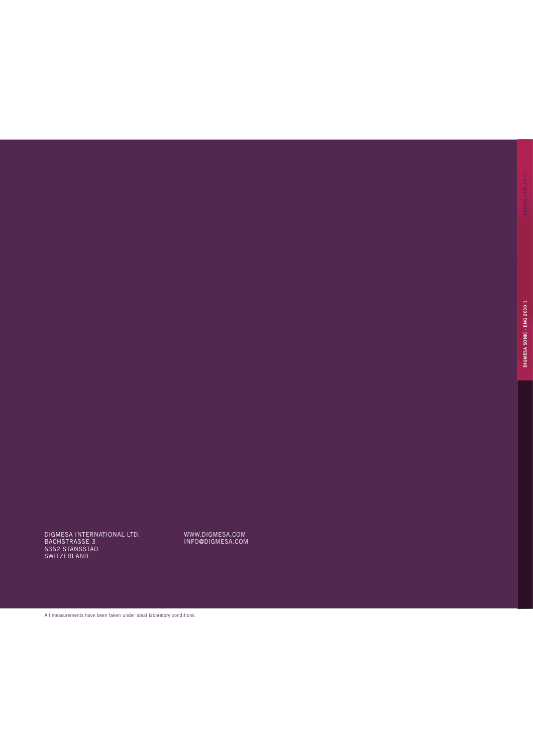DIGMESA INTERNATIONAL LTD.
BACHSTRASSE 3
6362 STANSSTAD
SWITZERLAND

WWW.DIGMESA.COM
INFO@DIGMESA.COM

All measurements have been taken under ideal laboratory conditions.

DESIGN NUNLOS.CH

DIGMESA SONIC - ENG 2030 1